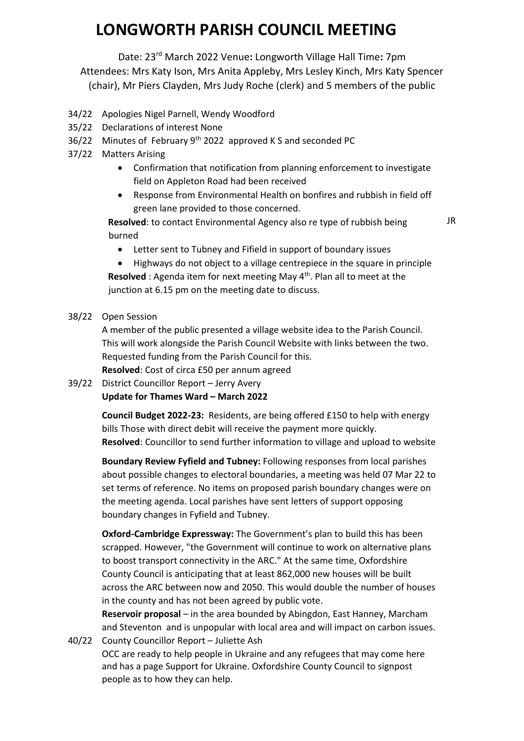# LONGWORTH PARISH COUNCIL MEETING

Date: 23rd March 2022 Venue**:** Longworth Village Hall Time**:** 7pm
Attendees: Mrs Katy Ison, Mrs Anita Appleby, Mrs Lesley Kinch, Mrs Katy Spencer (chair), Mr Piers Clayden, Mrs Judy Roche (clerk) and 5 members of the public

34/22 Apologies Nigel Parnell, Wendy Woodford

35/22 Declarations of interest None

36/22 Minutes of February 9th 2022 approved K S and seconded PC

37/22 Matters Arising

- Confirmation that notification from planning enforcement to investigate field on Appleton Road had been received
- Response from Environmental Health on bonfires and rubbish in field off green lane provided to those concerned.

**Resolved**: to contact Environmental Agency also re type of rubbish being burned — JR

- Letter sent to Tubney and Fifield in support of boundary issues
- Highways do not object to a village centrepiece in the square in principle

**Resolved** : Agenda item for next meeting May 4th. Plan all to meet at the junction at 6.15 pm on the meeting date to discuss.

38/22 Open Session

A member of the public presented a village website idea to the Parish Council. This will work alongside the Parish Council Website with links between the two. Requested funding from the Parish Council for this.

**Resolved**: Cost of circa £50 per annum agreed

39/22 District Councillor Report – Jerry Avery

**Update for Thames Ward – March 2022**

**Council Budget 2022-23:** Residents, are being offered £150 to help with energy bills Those with direct debit will receive the payment more quickly.
**Resolved**: Councillor to send further information to village and upload to website

**Boundary Review Fyfield and Tubney:** Following responses from local parishes about possible changes to electoral boundaries, a meeting was held 07 Mar 22 to set terms of reference. No items on proposed parish boundary changes were on the meeting agenda. Local parishes have sent letters of support opposing boundary changes in Fyfield and Tubney.

**Oxford-Cambridge Expressway:** The Government's plan to build this has been scrapped. However, "the Government will continue to work on alternative plans to boost transport connectivity in the ARC." At the same time, Oxfordshire County Council is anticipating that at least 862,000 new houses will be built across the ARC between now and 2050. This would double the number of houses in the county and has not been agreed by public vote.

**Reservoir proposal** – in the area bounded by Abingdon, East Hanney, Marcham and Steventon and is unpopular with local area and will impact on carbon issues.

40/22 County Councillor Report – Juliette Ash

OCC are ready to help people in Ukraine and any refugees that may come here and has a page Support for Ukraine. Oxfordshire County Council to signpost people as to how they can help.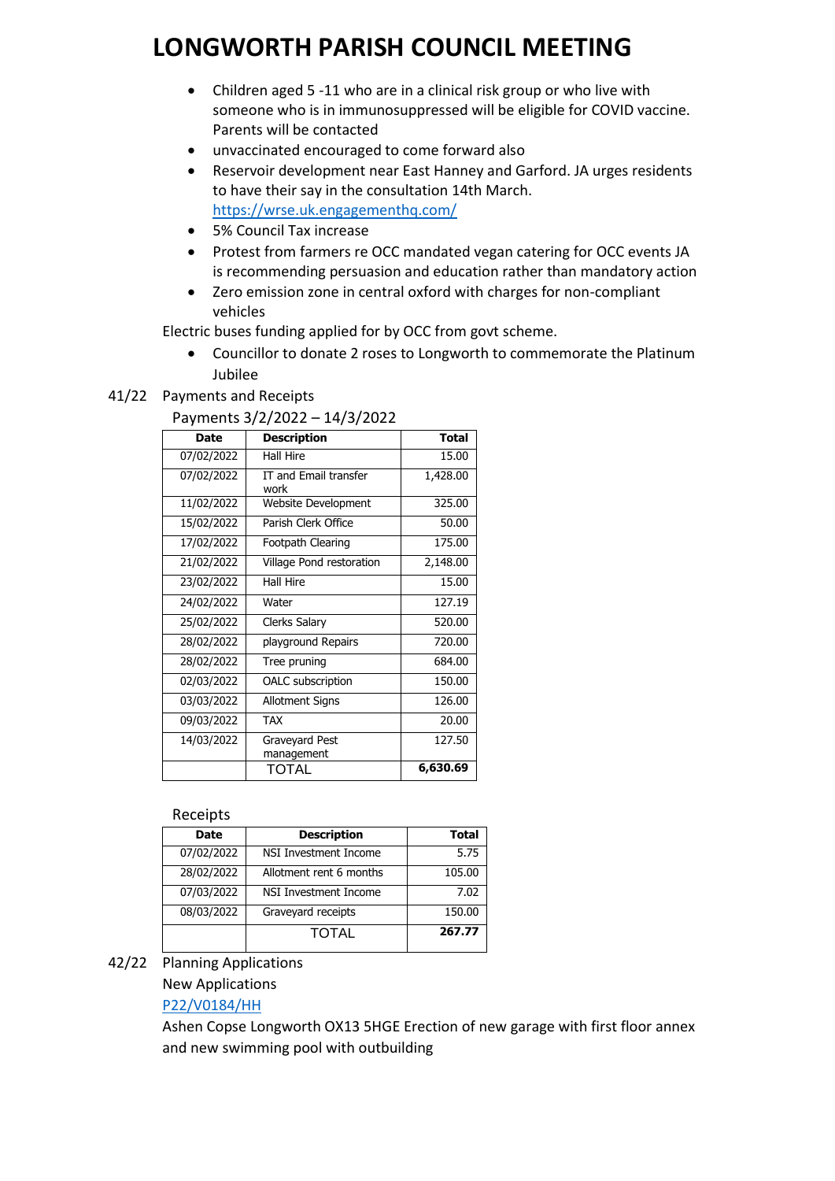# LONGWORTH PARISH COUNCIL MEETING

- Children aged 5 -11 who are in a clinical risk group or who live with someone who is in immunosuppressed will be eligible for COVID vaccine. Parents will be contacted
- unvaccinated encouraged to come forward also
- Reservoir development near East Hanney and Garford. JA urges residents to have their say in the consultation 14th March. https://wrse.uk.engagementhq.com/
- 5% Council Tax increase
- Protest from farmers re OCC mandated vegan catering for OCC events JA is recommending persuasion and education rather than mandatory action
- Zero emission zone in central oxford with charges for non-compliant vehicles

Electric buses funding applied for by OCC from govt scheme.

- Councillor to donate 2 roses to Longworth to commemorate the Platinum Jubilee

41/22 Payments and Receipts

Payments 3/2/2022 – 14/3/2022

| Date | Description | Total |
|---|---|---|
| 07/02/2022 | Hall Hire | 15.00 |
| 07/02/2022 | IT and Email transfer work | 1,428.00 |
| 11/02/2022 | Website Development | 325.00 |
| 15/02/2022 | Parish Clerk Office | 50.00 |
| 17/02/2022 | Footpath Clearing | 175.00 |
| 21/02/2022 | Village Pond restoration | 2,148.00 |
| 23/02/2022 | Hall Hire | 15.00 |
| 24/02/2022 | Water | 127.19 |
| 25/02/2022 | Clerks Salary | 520.00 |
| 28/02/2022 | playground Repairs | 720.00 |
| 28/02/2022 | Tree pruning | 684.00 |
| 02/03/2022 | OALC subscription | 150.00 |
| 03/03/2022 | Allotment Signs | 126.00 |
| 09/03/2022 | TAX | 20.00 |
| 14/03/2022 | Graveyard Pest management | 127.50 |
| | TOTAL | **6,630.69** |

Receipts

| Date | Description | Total |
|---|---|---|
| 07/02/2022 | NSI Investment Income | 5.75 |
| 28/02/2022 | Allotment rent 6 months | 105.00 |
| 07/03/2022 | NSI Investment Income | 7.02 |
| 08/03/2022 | Graveyard receipts | 150.00 |
| | TOTAL | **267.77** |

42/22 Planning Applications

New Applications

P22/V0184/HH

Ashen Copse Longworth OX13 5HGE Erection of new garage with first floor annex and new swimming pool with outbuilding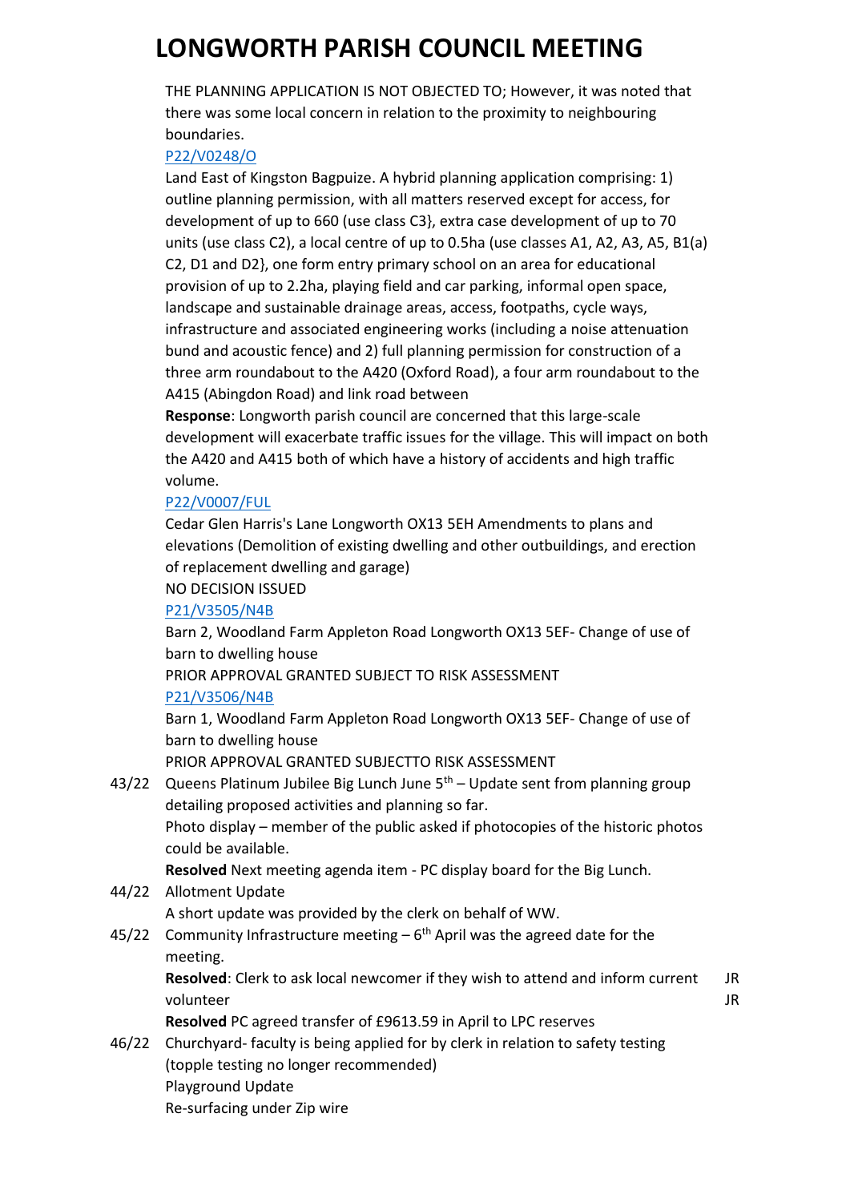# LONGWORTH PARISH COUNCIL MEETING

THE PLANNING APPLICATION IS NOT OBJECTED TO; However, it was noted that there was some local concern in relation to the proximity to neighbouring boundaries.

P22/V0248/O

Land East of Kingston Bagpuize. A hybrid planning application comprising: 1) outline planning permission, with all matters reserved except for access, for development of up to 660 (use class C3}, extra case development of up to 70 units (use class C2), a local centre of up to 0.5ha (use classes A1, A2, A3, A5, B1(a) C2, D1 and D2}, one form entry primary school on an area for educational provision of up to 2.2ha, playing field and car parking, informal open space, landscape and sustainable drainage areas, access, footpaths, cycle ways, infrastructure and associated engineering works (including a noise attenuation bund and acoustic fence) and 2) full planning permission for construction of a three arm roundabout to the A420 (Oxford Road), a four arm roundabout to the A415 (Abingdon Road) and link road between

**Response**: Longworth parish council are concerned that this large-scale development will exacerbate traffic issues for the village. This will impact on both the A420 and A415 both of which have a history of accidents and high traffic volume.

P22/V0007/FUL

Cedar Glen Harris's Lane Longworth OX13 5EH Amendments to plans and elevations (Demolition of existing dwelling and other outbuildings, and erection of replacement dwelling and garage)

NO DECISION ISSUED

P21/V3505/N4B

Barn 2, Woodland Farm Appleton Road Longworth OX13 5EF- Change of use of barn to dwelling house

PRIOR APPROVAL GRANTED SUBJECT TO RISK ASSESSMENT

P21/V3506/N4B

Barn 1, Woodland Farm Appleton Road Longworth OX13 5EF- Change of use of barn to dwelling house

PRIOR APPROVAL GRANTED SUBJECTTO RISK ASSESSMENT

43/22 Queens Platinum Jubilee Big Lunch June 5th – Update sent from planning group detailing proposed activities and planning so far.

Photo display – member of the public asked if photocopies of the historic photos could be available.

**Resolved** Next meeting agenda item - PC display board for the Big Lunch.

44/22 Allotment Update

A short update was provided by the clerk on behalf of WW.

45/22 Community Infrastructure meeting – 6th April was the agreed date for the meeting.

**Resolved**: Clerk to ask local newcomer if they wish to attend and inform current volunteer — JR JR

**Resolved** PC agreed transfer of £9613.59 in April to LPC reserves

46/22 Churchyard- faculty is being applied for by clerk in relation to safety testing (topple testing no longer recommended)

Playground Update

Re-surfacing under Zip wire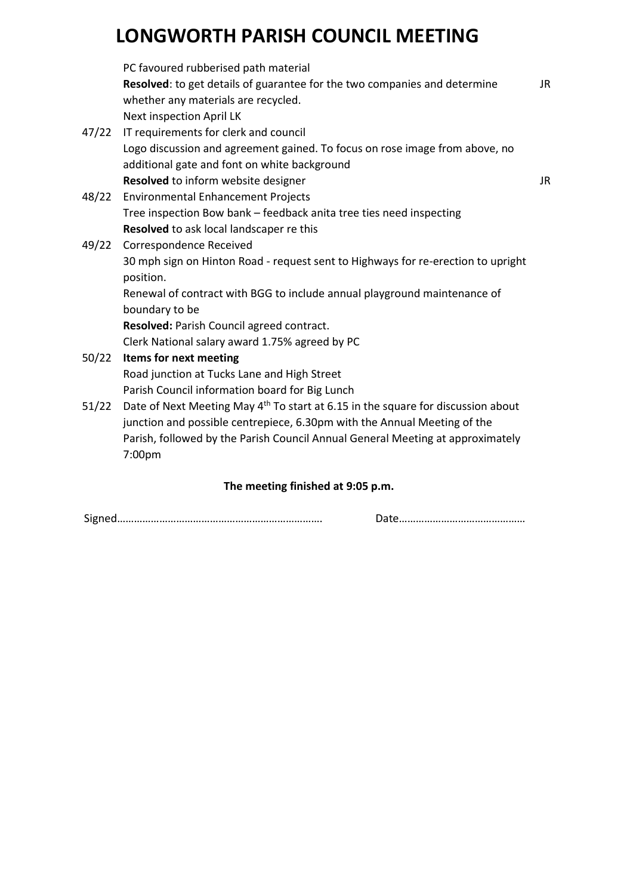# LONGWORTH PARISH COUNCIL MEETING

| | | |
|---|---|---|
| | PC favoured rubberised path material<br>**Resolved**: to get details of guarantee for the two companies and determine whether any materials are recycled.<br>Next inspection April LK | JR |
| 47/22 | IT requirements for clerk and council<br>Logo discussion and agreement gained. To focus on rose image from above, no additional gate and font on white background<br>**Resolved** to inform website designer | JR |
| 48/22 | Environmental Enhancement Projects<br>Tree inspection Bow bank – feedback anita tree ties need inspecting<br>**Resolved** to ask local landscaper re this | |
| 49/22 | Correspondence Received<br>30 mph sign on Hinton Road - request sent to Highways for re-erection to upright position.<br>Renewal of contract with BGG to include annual playground maintenance of boundary to be<br>**Resolved:** Parish Council agreed contract.<br>Clerk National salary award 1.75% agreed by PC | |
| 50/22 | **Items for next meeting**<br>Road junction at Tucks Lane and High Street<br>Parish Council information board for Big Lunch | |
| 51/22 | Date of Next Meeting May 4th To start at 6.15 in the square for discussion about junction and possible centrepiece, 6.30pm with the Annual Meeting of the Parish, followed by the Parish Council Annual General Meeting at approximately 7:00pm | |

**The meeting finished at 9:05 p.m.**

Signed………………………………………………………………. Date……………………………………